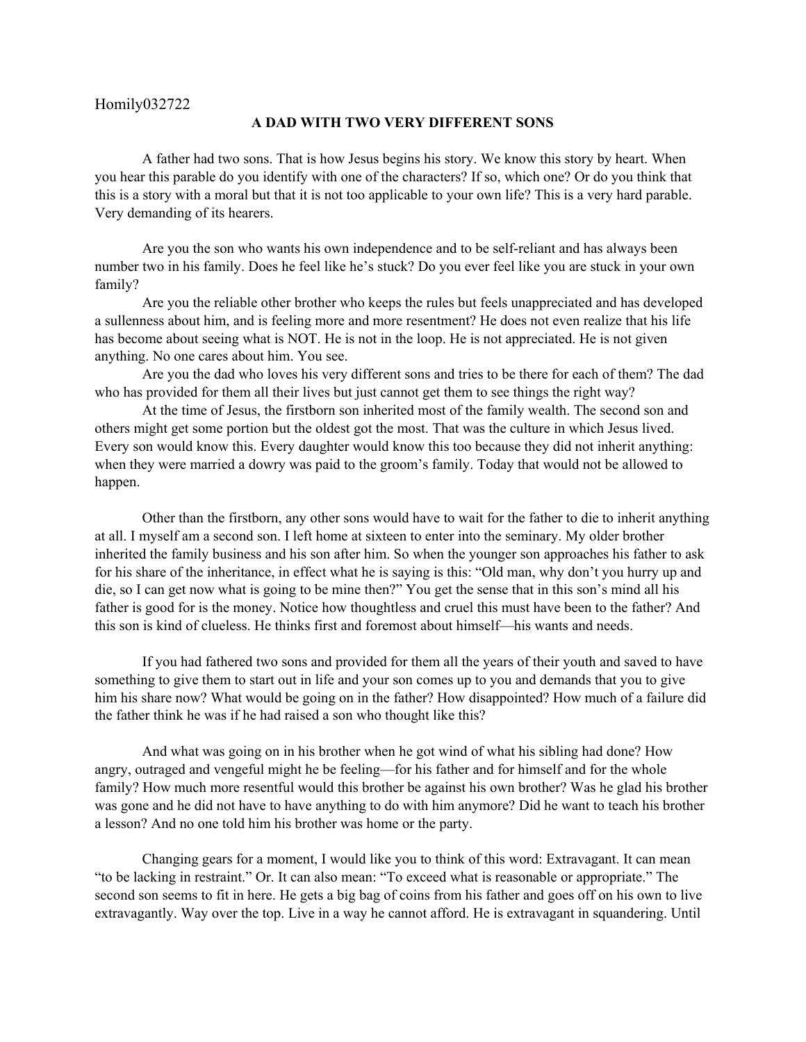Homily032722

**A DAD WITH TWO VERY DIFFERENT SONS**

A father had two sons. That is how Jesus begins his story. We know this story by heart. When you hear this parable do you identify with one of the characters? If so, which one? Or do you think that this is a story with a moral but that it is not too applicable to your own life? This is a very hard parable. Very demanding of its hearers.

Are you the son who wants his own independence and to be self-reliant and has always been number two in his family. Does he feel like he's stuck? Do you ever feel like you are stuck in your own family?

Are you the reliable other brother who keeps the rules but feels unappreciated and has developed a sullenness about him, and is feeling more and more resentment? He does not even realize that his life has become about seeing what is NOT. He is not in the loop. He is not appreciated. He is not given anything. No one cares about him. You see.

Are you the dad who loves his very different sons and tries to be there for each of them? The dad who has provided for them all their lives but just cannot get them to see things the right way?

At the time of Jesus, the firstborn son inherited most of the family wealth. The second son and others might get some portion but the oldest got the most. That was the culture in which Jesus lived. Every son would know this. Every daughter would know this too because they did not inherit anything: when they were married a dowry was paid to the groom's family. Today that would not be allowed to happen.

Other than the firstborn, any other sons would have to wait for the father to die to inherit anything at all. I myself am a second son. I left home at sixteen to enter into the seminary. My older brother inherited the family business and his son after him. So when the younger son approaches his father to ask for his share of the inheritance, in effect what he is saying is this: "Old man, why don't you hurry up and die, so I can get now what is going to be mine then?" You get the sense that in this son's mind all his father is good for is the money. Notice how thoughtless and cruel this must have been to the father? And this son is kind of clueless. He thinks first and foremost about himself—his wants and needs.

If you had fathered two sons and provided for them all the years of their youth and saved to have something to give them to start out in life and your son comes up to you and demands that you to give him his share now? What would be going on in the father? How disappointed? How much of a failure did the father think he was if he had raised a son who thought like this?

And what was going on in his brother when he got wind of what his sibling had done? How angry, outraged and vengeful might he be feeling—for his father and for himself and for the whole family? How much more resentful would this brother be against his own brother? Was he glad his brother was gone and he did not have to have anything to do with him anymore? Did he want to teach his brother a lesson? And no one told him his brother was home or the party.

Changing gears for a moment, I would like you to think of this word: Extravagant. It can mean "to be lacking in restraint." Or. It can also mean: "To exceed what is reasonable or appropriate." The second son seems to fit in here. He gets a big bag of coins from his father and goes off on his own to live extravagantly. Way over the top. Live in a way he cannot afford. He is extravagant in squandering. Until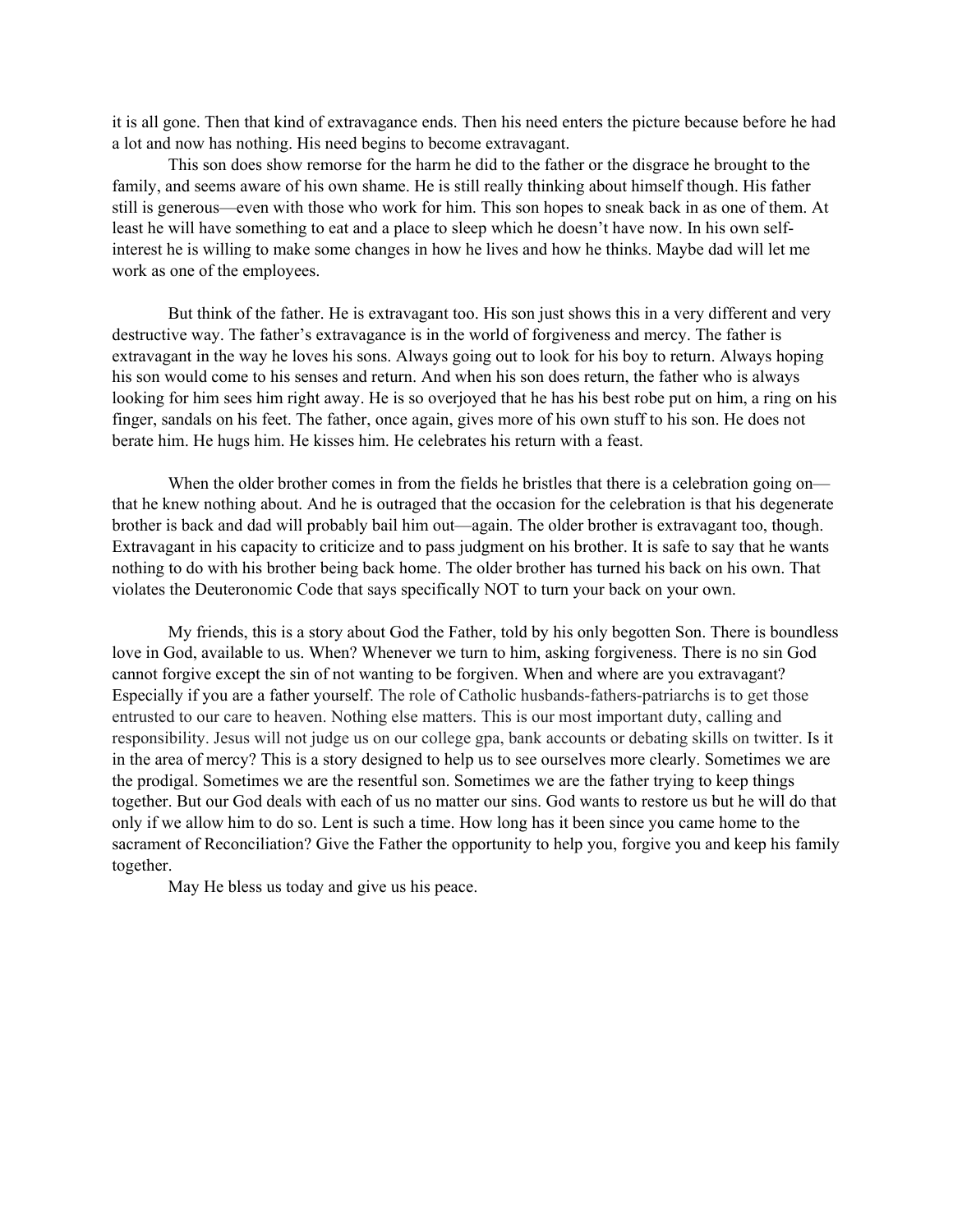it is all gone. Then that kind of extravagance ends. Then his need enters the picture because before he had a lot and now has nothing. His need begins to become extravagant.

This son does show remorse for the harm he did to the father or the disgrace he brought to the family, and seems aware of his own shame. He is still really thinking about himself though. His father still is generous—even with those who work for him. This son hopes to sneak back in as one of them. At least he will have something to eat and a place to sleep which he doesn't have now. In his own self-interest he is willing to make some changes in how he lives and how he thinks. Maybe dad will let me work as one of the employees.

But think of the father. He is extravagant too. His son just shows this in a very different and very destructive way. The father's extravagance is in the world of forgiveness and mercy. The father is extravagant in the way he loves his sons. Always going out to look for his boy to return. Always hoping his son would come to his senses and return. And when his son does return, the father who is always looking for him sees him right away. He is so overjoyed that he has his best robe put on him, a ring on his finger, sandals on his feet. The father, once again, gives more of his own stuff to his son. He does not berate him. He hugs him. He kisses him. He celebrates his return with a feast.

When the older brother comes in from the fields he bristles that there is a celebration going on—that he knew nothing about. And he is outraged that the occasion for the celebration is that his degenerate brother is back and dad will probably bail him out—again. The older brother is extravagant too, though. Extravagant in his capacity to criticize and to pass judgment on his brother. It is safe to say that he wants nothing to do with his brother being back home. The older brother has turned his back on his own. That violates the Deuteronomic Code that says specifically NOT to turn your back on your own.

My friends, this is a story about God the Father, told by his only begotten Son. There is boundless love in God, available to us. When? Whenever we turn to him, asking forgiveness. There is no sin God cannot forgive except the sin of not wanting to be forgiven. When and where are you extravagant? Especially if you are a father yourself. The role of Catholic husbands-fathers-patriarchs is to get those entrusted to our care to heaven. Nothing else matters. This is our most important duty, calling and responsibility. Jesus will not judge us on our college gpa, bank accounts or debating skills on twitter. Is it in the area of mercy? This is a story designed to help us to see ourselves more clearly. Sometimes we are the prodigal. Sometimes we are the resentful son. Sometimes we are the father trying to keep things together. But our God deals with each of us no matter our sins. God wants to restore us but he will do that only if we allow him to do so. Lent is such a time. How long has it been since you came home to the sacrament of Reconciliation? Give the Father the opportunity to help you, forgive you and keep his family together.

May He bless us today and give us his peace.